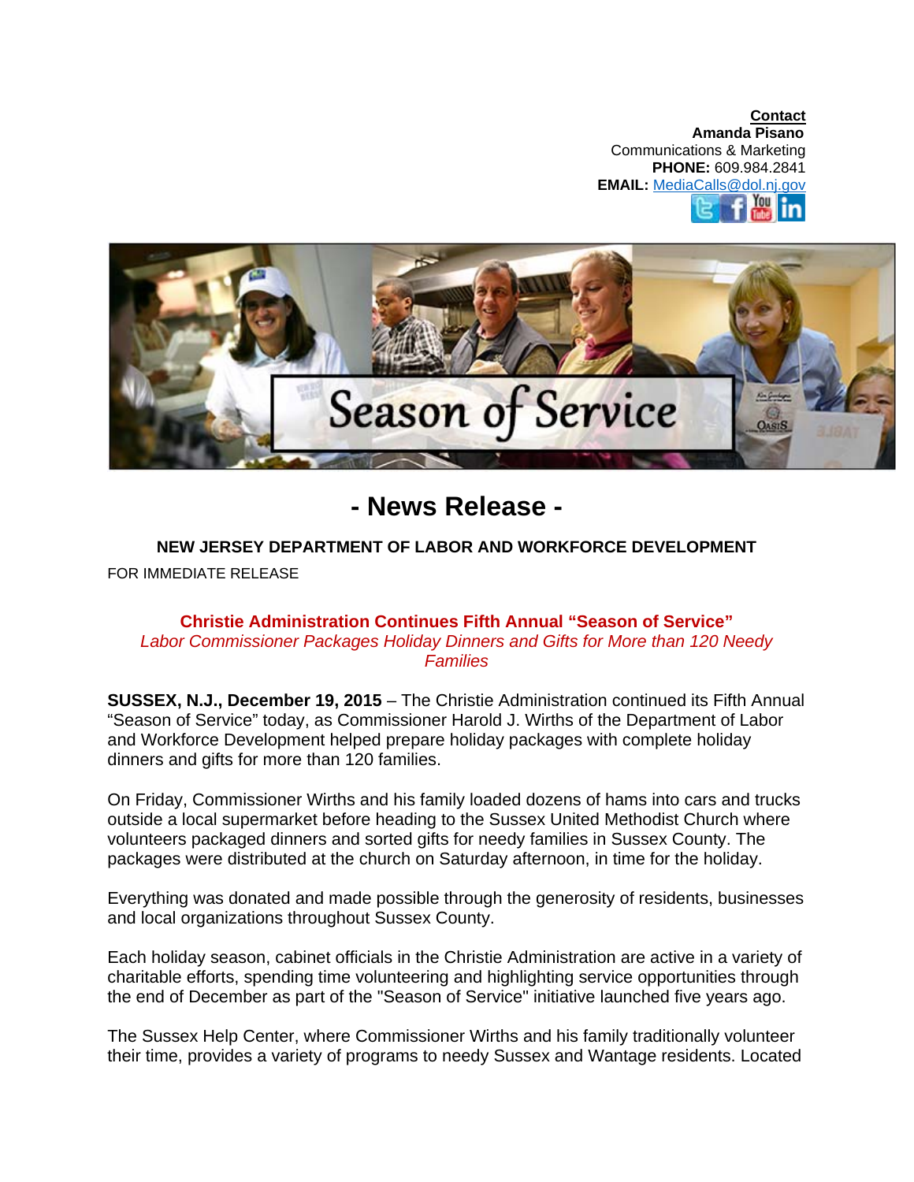**Contact**
**Amanda Pisano**
Communications & Marketing
**PHONE:** 609.984.2841
**EMAIL:** MediaCalls@dol.nj.gov

# - News Release -

**NEW JERSEY DEPARTMENT OF LABOR AND WORKFORCE DEVELOPMENT**

FOR IMMEDIATE RELEASE

## Christie Administration Continues Fifth Annual "Season of Service"

*Labor Commissioner Packages Holiday Dinners and Gifts for More than 120 Needy Families*

**SUSSEX, N.J., December 19, 2015** – The Christie Administration continued its Fifth Annual "Season of Service" today, as Commissioner Harold J. Wirths of the Department of Labor and Workforce Development helped prepare holiday packages with complete holiday dinners and gifts for more than 120 families.

On Friday, Commissioner Wirths and his family loaded dozens of hams into cars and trucks outside a local supermarket before heading to the Sussex United Methodist Church where volunteers packaged dinners and sorted gifts for needy families in Sussex County. The packages were distributed at the church on Saturday afternoon, in time for the holiday.

Everything was donated and made possible through the generosity of residents, businesses and local organizations throughout Sussex County.

Each holiday season, cabinet officials in the Christie Administration are active in a variety of charitable efforts, spending time volunteering and highlighting service opportunities through the end of December as part of the "Season of Service" initiative launched five years ago.

The Sussex Help Center, where Commissioner Wirths and his family traditionally volunteer their time, provides a variety of programs to needy Sussex and Wantage residents. Located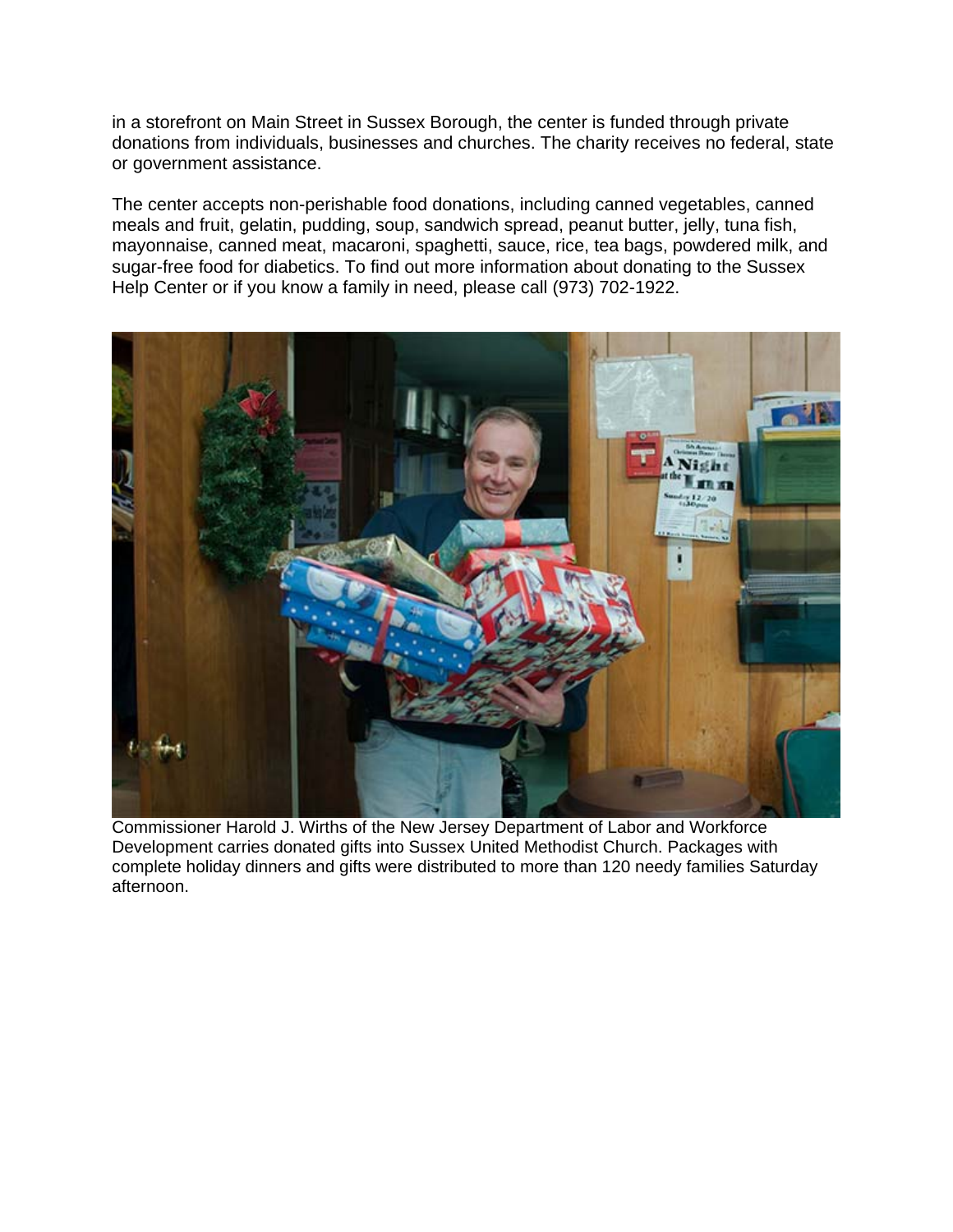in a storefront on Main Street in Sussex Borough, the center is funded through private donations from individuals, businesses and churches. The charity receives no federal, state or government assistance.

The center accepts non-perishable food donations, including canned vegetables, canned meals and fruit, gelatin, pudding, soup, sandwich spread, peanut butter, jelly, tuna fish, mayonnaise, canned meat, macaroni, spaghetti, sauce, rice, tea bags, powdered milk, and sugar-free food for diabetics. To find out more information about donating to the Sussex Help Center or if you know a family in need, please call (973) 702-1922.

Commissioner Harold J. Wirths of the New Jersey Department of Labor and Workforce Development carries donated gifts into Sussex United Methodist Church. Packages with complete holiday dinners and gifts were distributed to more than 120 needy families Saturday afternoon.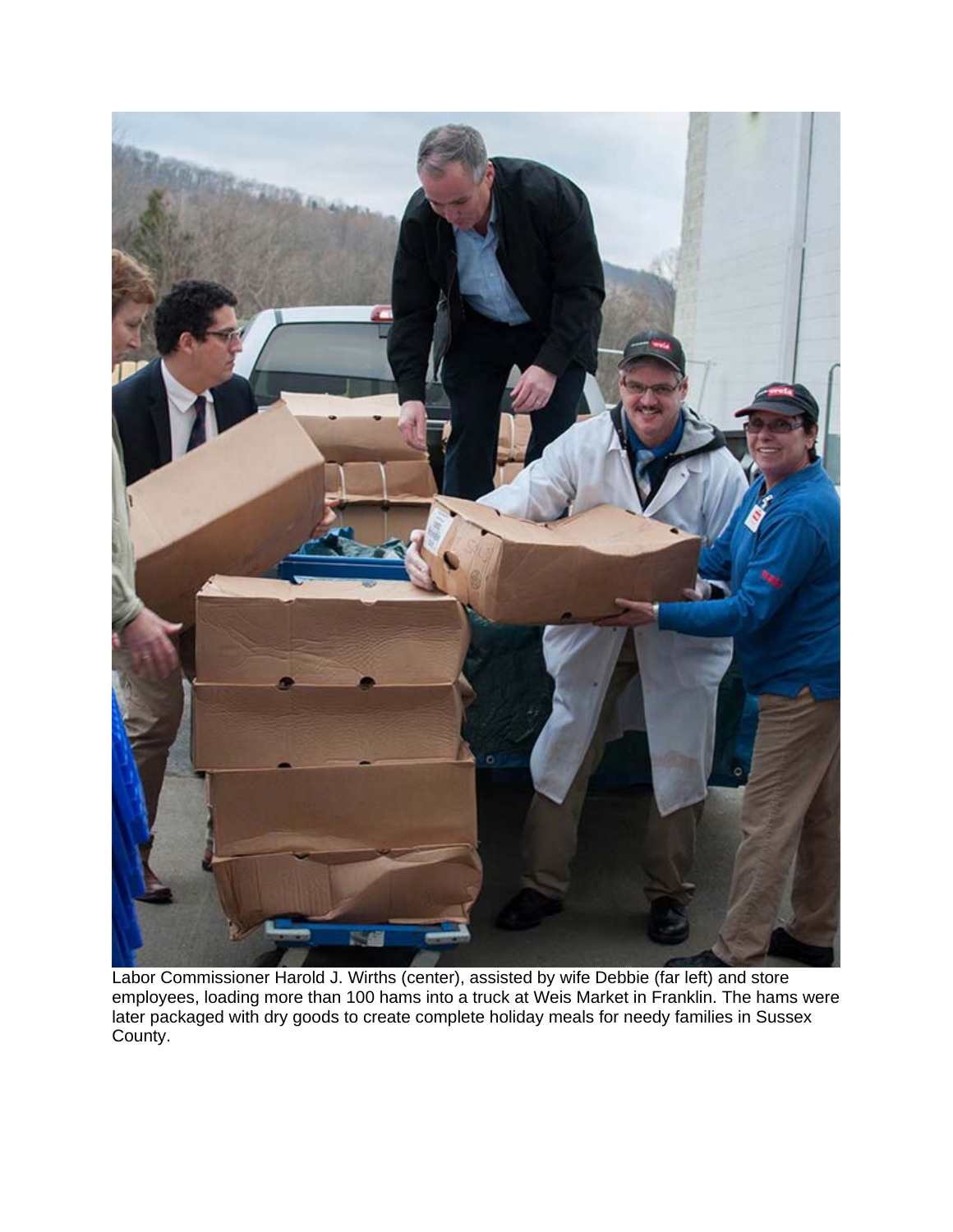Labor Commissioner Harold J. Wirths (center), assisted by wife Debbie (far left) and store employees, loading more than 100 hams into a truck at Weis Market in Franklin. The hams were later packaged with dry goods to create complete holiday meals for needy families in Sussex County.